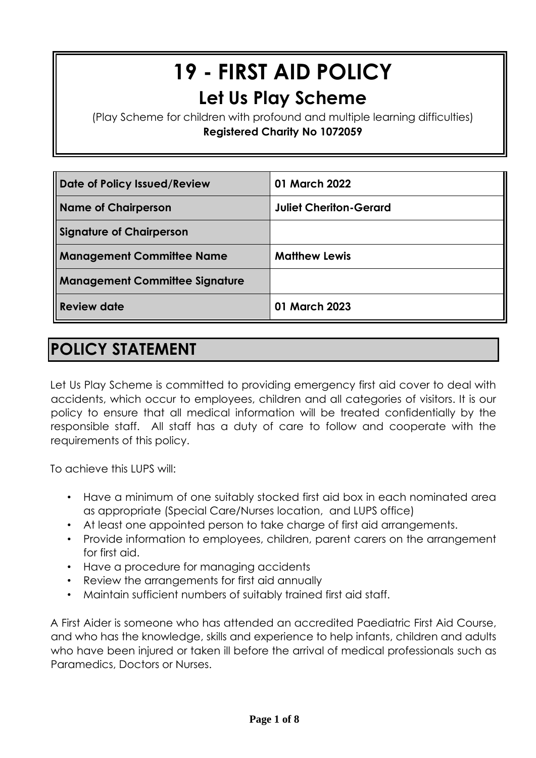# 19 - FIRST AID POLICY

## Let Us Play Scheme

(Play Scheme for children with profound and multiple learning difficulties)

**Registered Charity No 1072059**

| | |
|---|---|
| **Date of Policy Issued/Review** | **01 March 2022** |
| **Name of Chairperson** | **Juliet Cheriton-Gerard** |
| **Signature of Chairperson** | |
| **Management Committee Name** | **Matthew Lewis** |
| **Management Committee Signature** | |
| **Review date** | **01 March 2023** |

# POLICY STATEMENT

Let Us Play Scheme is committed to providing emergency first aid cover to deal with accidents, which occur to employees, children and all categories of visitors. It is our policy to ensure that all medical information will be treated confidentially by the responsible staff. All staff has a duty of care to follow and cooperate with the requirements of this policy.

To achieve this LUPS will:

- Have a minimum of one suitably stocked first aid box in each nominated area as appropriate (Special Care/Nurses location, and LUPS office)
- At least one appointed person to take charge of first aid arrangements.
- Provide information to employees, children, parent carers on the arrangement for first aid.
- Have a procedure for managing accidents
- Review the arrangements for first aid annually
- Maintain sufficient numbers of suitably trained first aid staff.

A First Aider is someone who has attended an accredited Paediatric First Aid Course, and who has the knowledge, skills and experience to help infants, children and adults who have been injured or taken ill before the arrival of medical professionals such as Paramedics, Doctors or Nurses.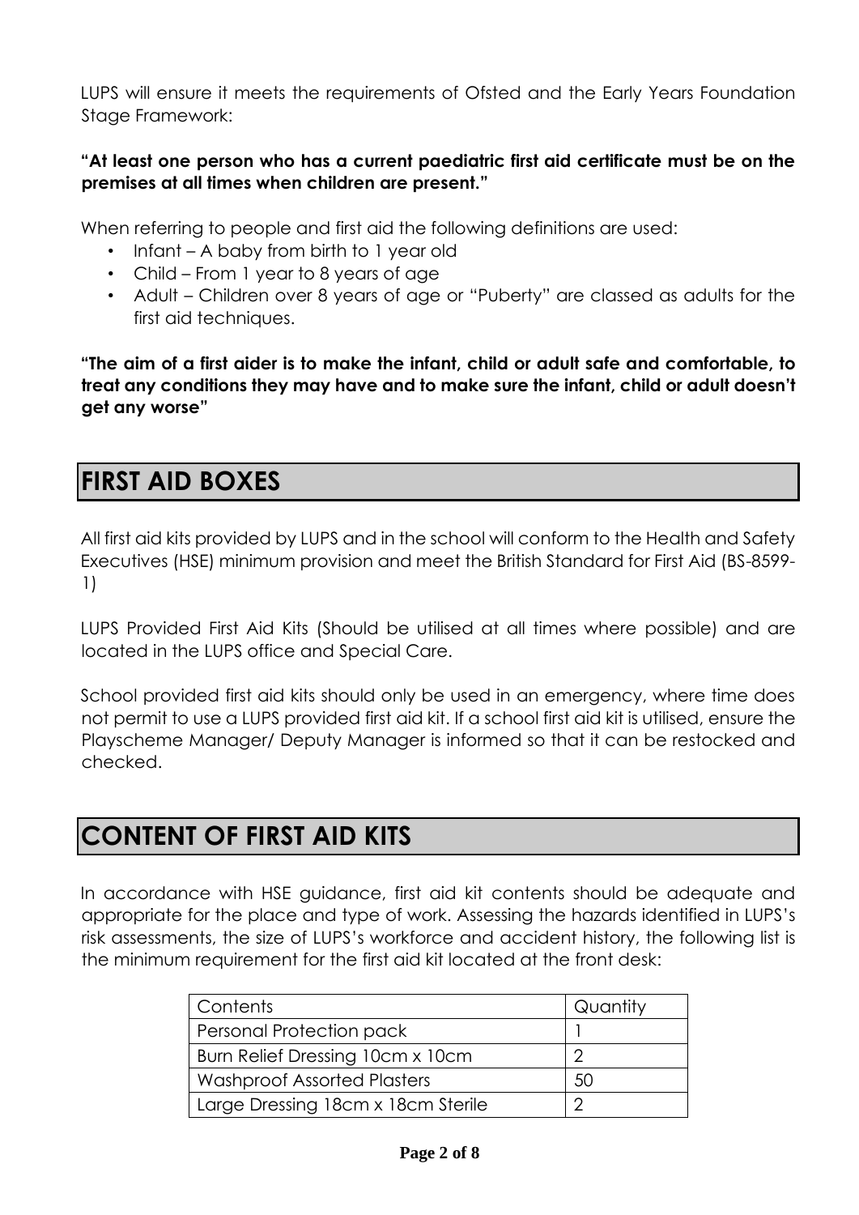LUPS will ensure it meets the requirements of Ofsted and the Early Years Foundation Stage Framework:

**"At least one person who has a current paediatric first aid certificate must be on the premises at all times when children are present."**

When referring to people and first aid the following definitions are used:

- Infant – A baby from birth to 1 year old
- Child – From 1 year to 8 years of age
- Adult – Children over 8 years of age or "Puberty" are classed as adults for the first aid techniques.

**"The aim of a first aider is to make the infant, child or adult safe and comfortable, to treat any conditions they may have and to make sure the infant, child or adult doesn't get any worse"**

## FIRST AID BOXES

All first aid kits provided by LUPS and in the school will conform to the Health and Safety Executives (HSE) minimum provision and meet the British Standard for First Aid (BS-8599-1)

LUPS Provided First Aid Kits (Should be utilised at all times where possible) and are located in the LUPS office and Special Care.

School provided first aid kits should only be used in an emergency, where time does not permit to use a LUPS provided first aid kit. If a school first aid kit is utilised, ensure the Playscheme Manager/ Deputy Manager is informed so that it can be restocked and checked.

## CONTENT OF FIRST AID KITS

In accordance with HSE guidance, first aid kit contents should be adequate and appropriate for the place and type of work. Assessing the hazards identified in LUPS's risk assessments, the size of LUPS's workforce and accident history, the following list is the minimum requirement for the first aid kit located at the front desk:

| Contents | Quantity |
|---|---|
| Personal Protection pack | 1 |
| Burn Relief Dressing 10cm x 10cm | 2 |
| Washproof Assorted Plasters | 50 |
| Large Dressing 18cm x 18cm Sterile | 2 |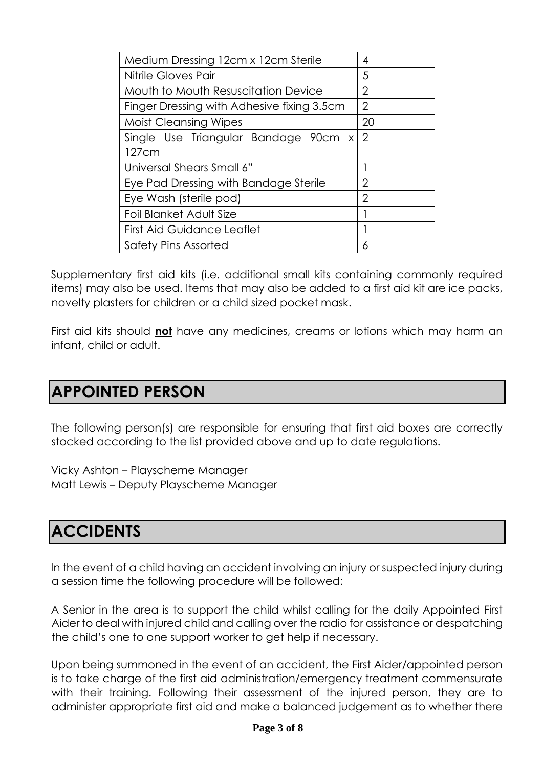| | |
|---|---|
| Medium Dressing 12cm x 12cm Sterile | 4 |
| Nitrile Gloves Pair | 5 |
| Mouth to Mouth Resuscitation Device | 2 |
| Finger Dressing with Adhesive fixing 3.5cm | 2 |
| Moist Cleansing Wipes | 20 |
| Single Use Triangular Bandage 90cm x 127cm | 2 |
| Universal Shears Small 6" | 1 |
| Eye Pad Dressing with Bandage Sterile | 2 |
| Eye Wash (sterile pod) | 2 |
| Foil Blanket Adult Size | 1 |
| First Aid Guidance Leaflet | 1 |
| Safety Pins Assorted | 6 |

Supplementary first aid kits (i.e. additional small kits containing commonly required items) may also be used. Items that may also be added to a first aid kit are ice packs, novelty plasters for children or a child sized pocket mask.

First aid kits should **not** have any medicines, creams or lotions which may harm an infant, child or adult.

## APPOINTED PERSON

The following person(s) are responsible for ensuring that first aid boxes are correctly stocked according to the list provided above and up to date regulations.

Vicky Ashton – Playscheme Manager
Matt Lewis – Deputy Playscheme Manager

## ACCIDENTS

In the event of a child having an accident involving an injury or suspected injury during a session time the following procedure will be followed:

A Senior in the area is to support the child whilst calling for the daily Appointed First Aider to deal with injured child and calling over the radio for assistance or despatching the child's one to one support worker to get help if necessary.

Upon being summoned in the event of an accident, the First Aider/appointed person is to take charge of the first aid administration/emergency treatment commensurate with their training. Following their assessment of the injured person, they are to administer appropriate first aid and make a balanced judgement as to whether there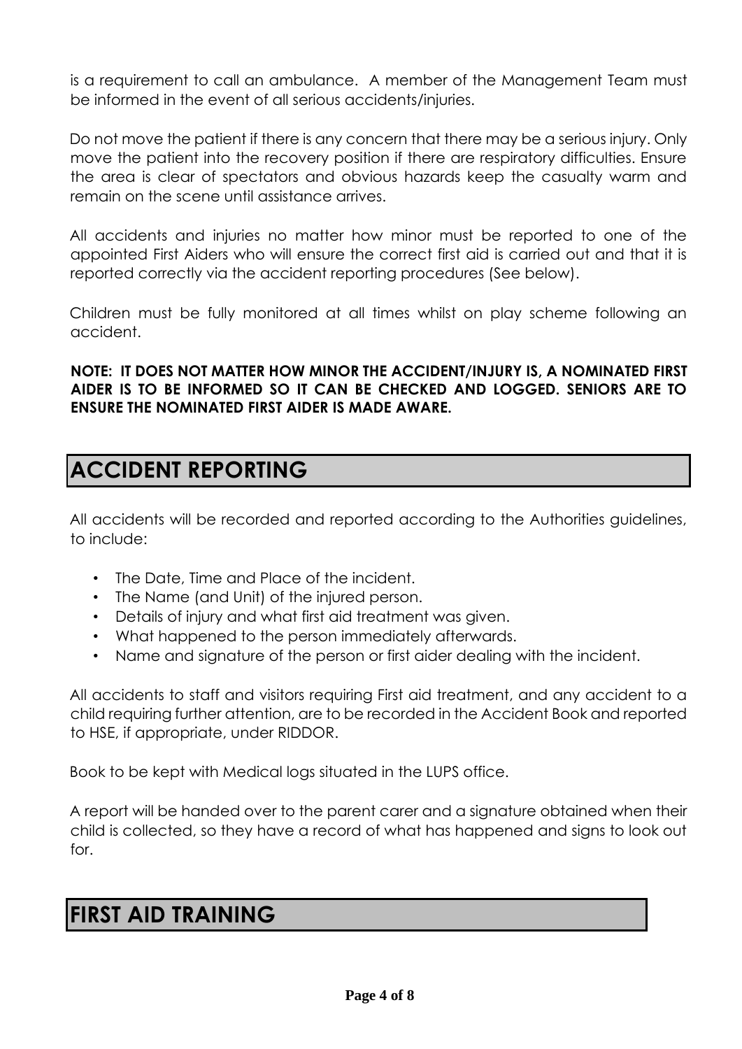is a requirement to call an ambulance. A member of the Management Team must be informed in the event of all serious accidents/injuries.

Do not move the patient if there is any concern that there may be a serious injury. Only move the patient into the recovery position if there are respiratory difficulties. Ensure the area is clear of spectators and obvious hazards keep the casualty warm and remain on the scene until assistance arrives.

All accidents and injuries no matter how minor must be reported to one of the appointed First Aiders who will ensure the correct first aid is carried out and that it is reported correctly via the accident reporting procedures (See below).

Children must be fully monitored at all times whilst on play scheme following an accident.

**NOTE: IT DOES NOT MATTER HOW MINOR THE ACCIDENT/INJURY IS, A NOMINATED FIRST AIDER IS TO BE INFORMED SO IT CAN BE CHECKED AND LOGGED. SENIORS ARE TO ENSURE THE NOMINATED FIRST AIDER IS MADE AWARE.**

## ACCIDENT REPORTING

All accidents will be recorded and reported according to the Authorities guidelines, to include:

- The Date, Time and Place of the incident.
- The Name (and Unit) of the injured person.
- Details of injury and what first aid treatment was given.
- What happened to the person immediately afterwards.
- Name and signature of the person or first aider dealing with the incident.

All accidents to staff and visitors requiring First aid treatment, and any accident to a child requiring further attention, are to be recorded in the Accident Book and reported to HSE, if appropriate, under RIDDOR.

Book to be kept with Medical logs situated in the LUPS office.

A report will be handed over to the parent carer and a signature obtained when their child is collected, so they have a record of what has happened and signs to look out for.

## FIRST AID TRAINING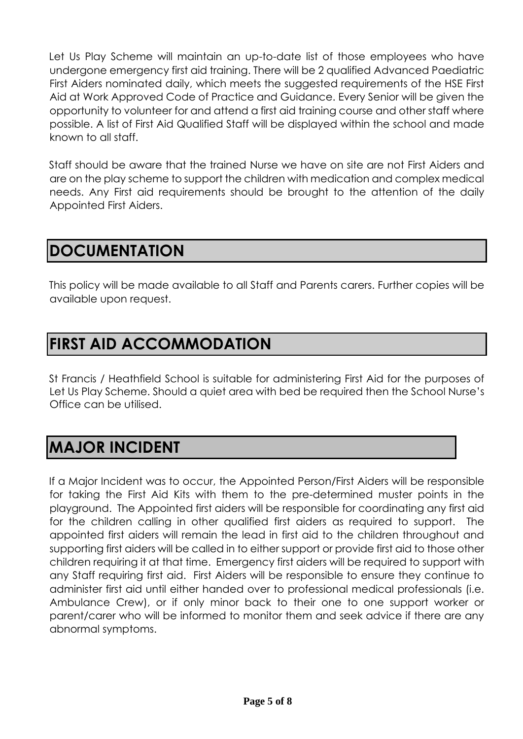Let Us Play Scheme will maintain an up-to-date list of those employees who have undergone emergency first aid training. There will be 2 qualified Advanced Paediatric First Aiders nominated daily, which meets the suggested requirements of the HSE First Aid at Work Approved Code of Practice and Guidance. Every Senior will be given the opportunity to volunteer for and attend a first aid training course and other staff where possible. A list of First Aid Qualified Staff will be displayed within the school and made known to all staff.

Staff should be aware that the trained Nurse we have on site are not First Aiders and are on the play scheme to support the children with medication and complex medical needs. Any First aid requirements should be brought to the attention of the daily Appointed First Aiders.

## DOCUMENTATION

This policy will be made available to all Staff and Parents carers. Further copies will be available upon request.

## FIRST AID ACCOMMODATION

St Francis / Heathfield School is suitable for administering First Aid for the purposes of Let Us Play Scheme. Should a quiet area with bed be required then the School Nurse's Office can be utilised.

## MAJOR INCIDENT

If a Major Incident was to occur, the Appointed Person/First Aiders will be responsible for taking the First Aid Kits with them to the pre-determined muster points in the playground. The Appointed first aiders will be responsible for coordinating any first aid for the children calling in other qualified first aiders as required to support. The appointed first aiders will remain the lead in first aid to the children throughout and supporting first aiders will be called in to either support or provide first aid to those other children requiring it at that time. Emergency first aiders will be required to support with any Staff requiring first aid. First Aiders will be responsible to ensure they continue to administer first aid until either handed over to professional medical professionals (i.e. Ambulance Crew), or if only minor back to their one to one support worker or parent/carer who will be informed to monitor them and seek advice if there are any abnormal symptoms.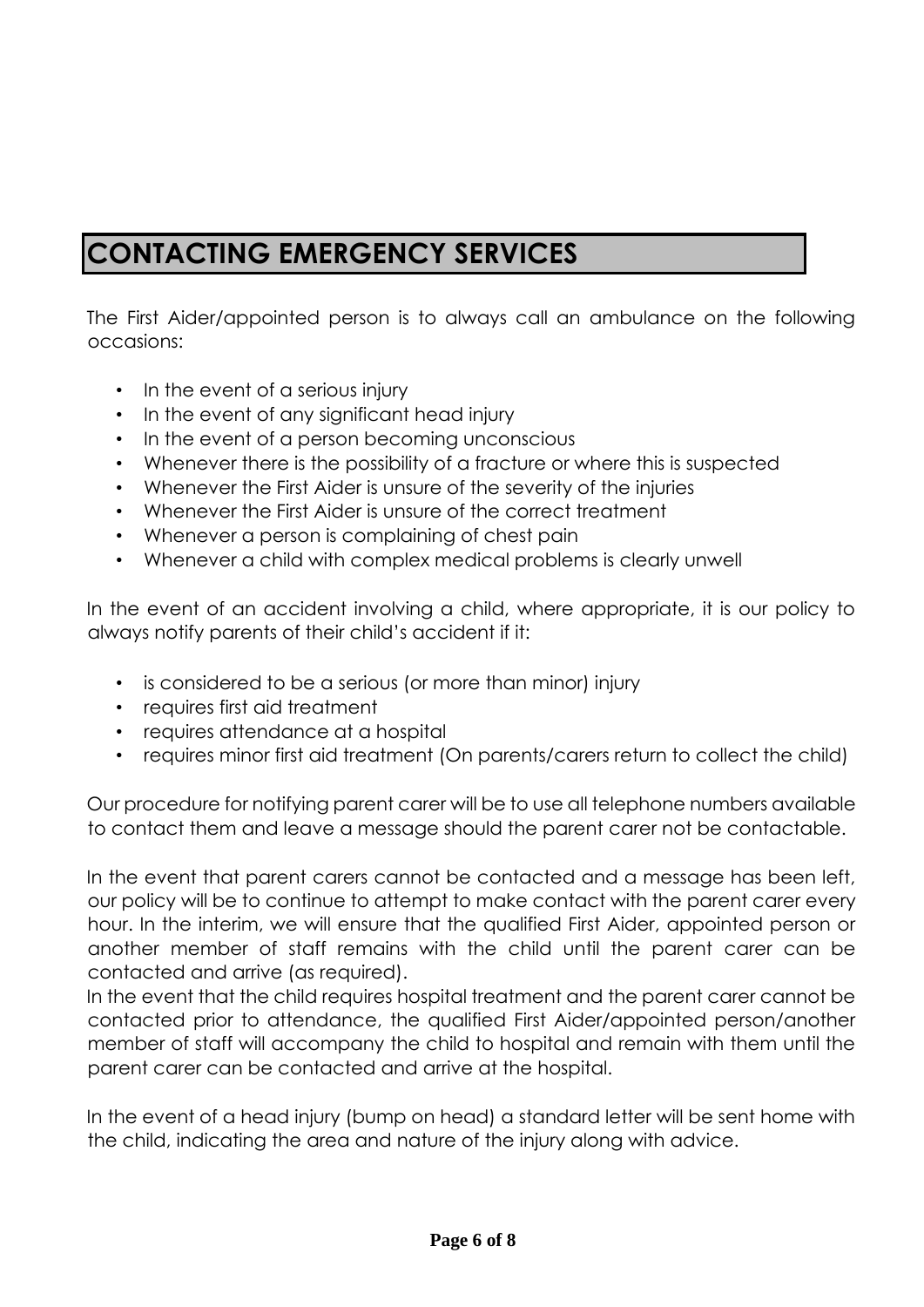## CONTACTING EMERGENCY SERVICES

The First Aider/appointed person is to always call an ambulance on the following occasions:

- In the event of a serious injury
- In the event of any significant head injury
- In the event of a person becoming unconscious
- Whenever there is the possibility of a fracture or where this is suspected
- Whenever the First Aider is unsure of the severity of the injuries
- Whenever the First Aider is unsure of the correct treatment
- Whenever a person is complaining of chest pain
- Whenever a child with complex medical problems is clearly unwell

In the event of an accident involving a child, where appropriate, it is our policy to always notify parents of their child's accident if it:

- is considered to be a serious (or more than minor) injury
- requires first aid treatment
- requires attendance at a hospital
- requires minor first aid treatment (On parents/carers return to collect the child)

Our procedure for notifying parent carer will be to use all telephone numbers available to contact them and leave a message should the parent carer not be contactable.

In the event that parent carers cannot be contacted and a message has been left, our policy will be to continue to attempt to make contact with the parent carer every hour. In the interim, we will ensure that the qualified First Aider, appointed person or another member of staff remains with the child until the parent carer can be contacted and arrive (as required).

In the event that the child requires hospital treatment and the parent carer cannot be contacted prior to attendance, the qualified First Aider/appointed person/another member of staff will accompany the child to hospital and remain with them until the parent carer can be contacted and arrive at the hospital.

In the event of a head injury (bump on head) a standard letter will be sent home with the child, indicating the area and nature of the injury along with advice.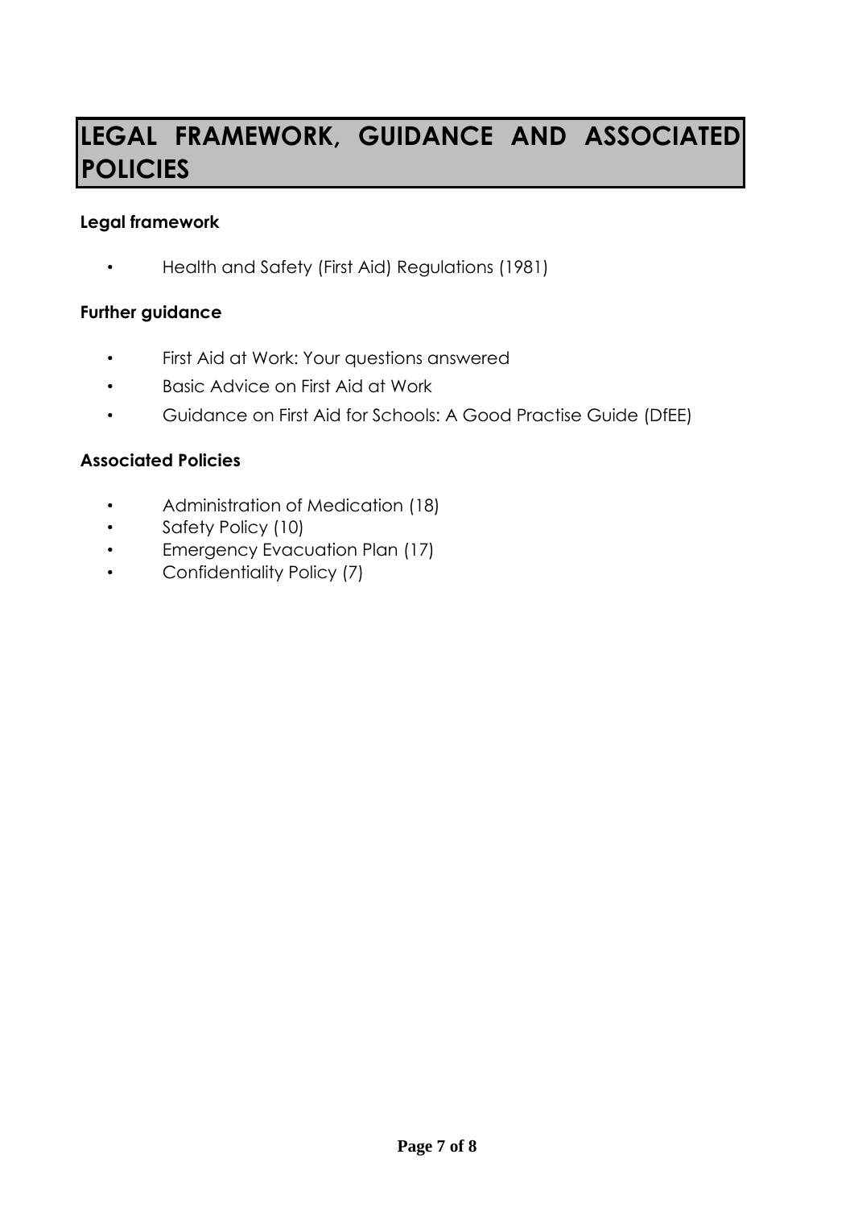# LEGAL FRAMEWORK, GUIDANCE AND ASSOCIATED POLICIES

**Legal framework**

- Health and Safety (First Aid) Regulations (1981)

**Further guidance**

- First Aid at Work: Your questions answered
- Basic Advice on First Aid at Work
- Guidance on First Aid for Schools: A Good Practise Guide (DfEE)

**Associated Policies**

- Administration of Medication (18)
- Safety Policy (10)
- Emergency Evacuation Plan (17)
- Confidentiality Policy (7)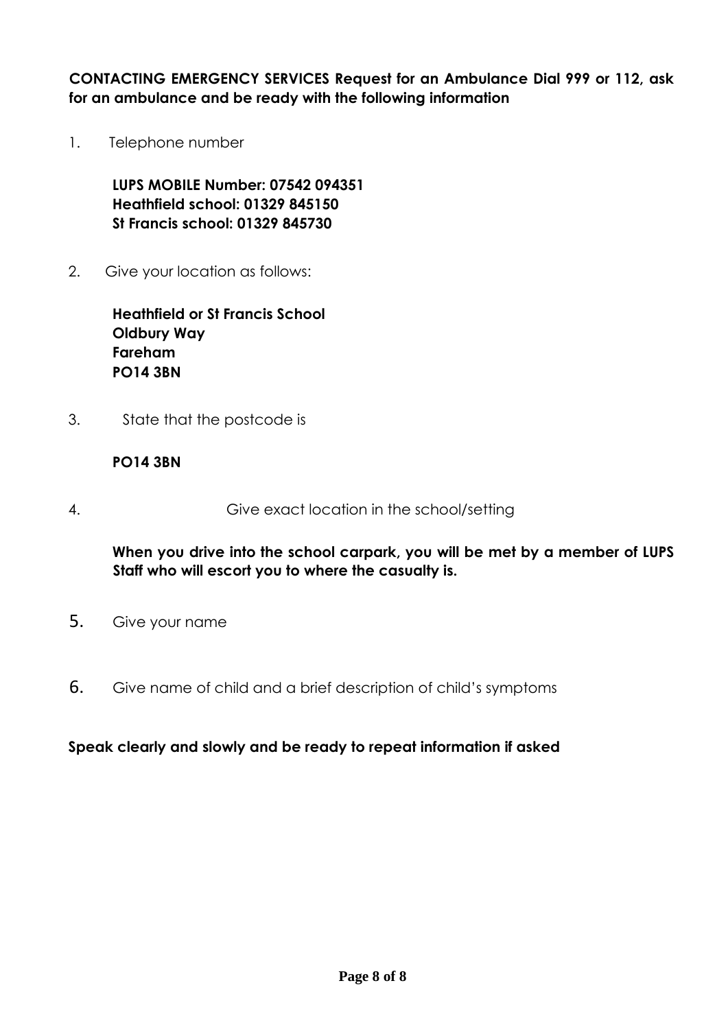**CONTACTING EMERGENCY SERVICES Request for an Ambulance Dial 999 or 112, ask for an ambulance and be ready with the following information**

1. Telephone number

   **LUPS MOBILE Number: 07542 094351**
   **Heathfield school: 01329 845150**
   **St Francis school: 01329 845730**

2. Give your location as follows:

   **Heathfield or St Francis School**
   **Oldbury Way**
   **Fareham**
   **PO14 3BN**

3. State that the postcode is

   **PO14 3BN**

4. Give exact location in the school/setting

   **When you drive into the school carpark, you will be met by a member of LUPS Staff who will escort you to where the casualty is.**

5. Give your name

6. Give name of child and a brief description of child's symptoms

**Speak clearly and slowly and be ready to repeat information if asked**